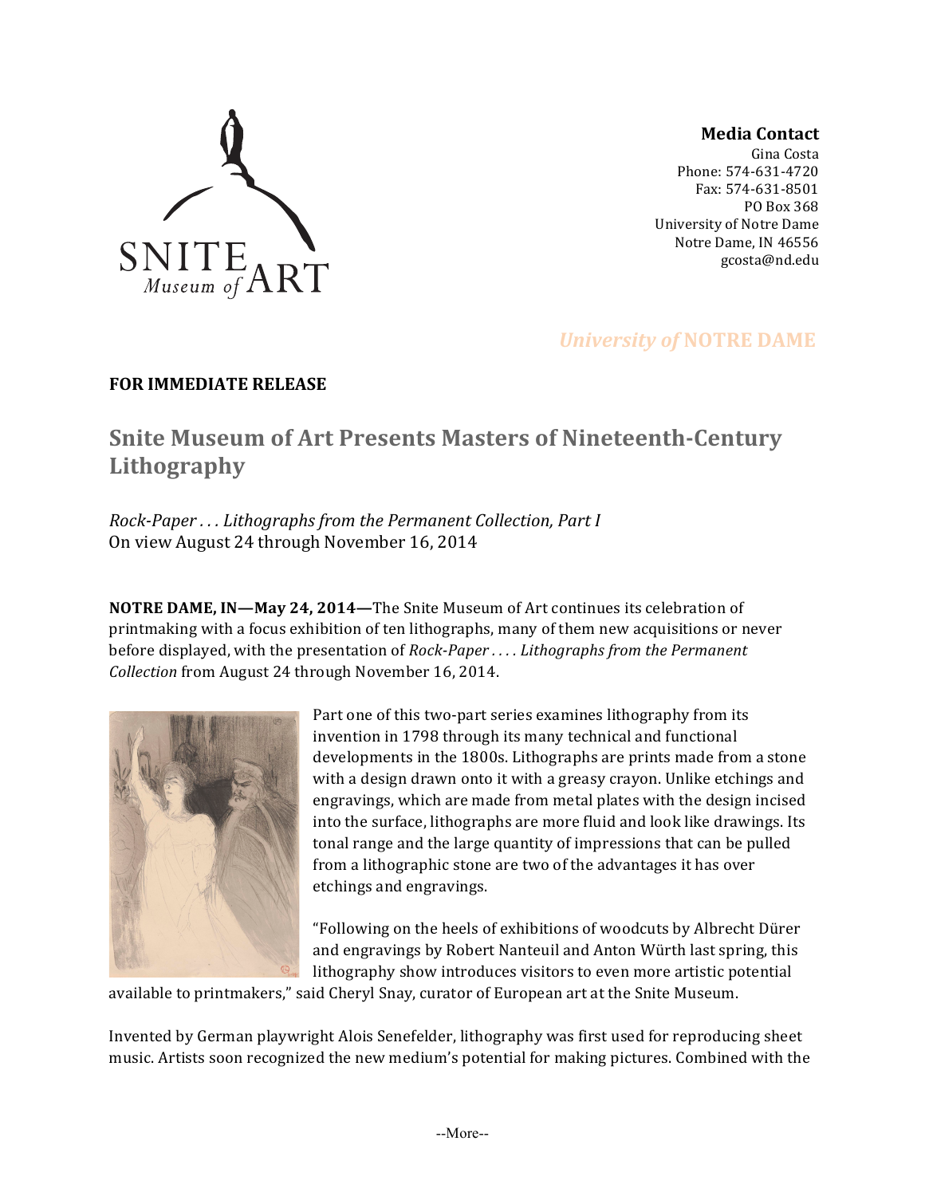**Media Contact**
Gina Costa
Phone: 574-631-4720
Fax: 574-631-8501
PO Box 368
University of Notre Dame
Notre Dame, IN 46556
gcosta@nd.edu

*University of* **NOTRE DAME**

**FOR IMMEDIATE RELEASE**

## Snite Museum of Art Presents Masters of Nineteenth-Century Lithography

*Rock-Paper . . . Lithographs from the Permanent Collection, Part I*
On view August 24 through November 16, 2014

**NOTRE DAME, IN—May 24, 2014—**The Snite Museum of Art continues its celebration of printmaking with a focus exhibition of ten lithographs, many of them new acquisitions or never before displayed, with the presentation of *Rock-Paper . . . . Lithographs from the Permanent Collection* from August 24 through November 16, 2014.

Part one of this two-part series examines lithography from its invention in 1798 through its many technical and functional developments in the 1800s. Lithographs are prints made from a stone with a design drawn onto it with a greasy crayon. Unlike etchings and engravings, which are made from metal plates with the design incised into the surface, lithographs are more fluid and look like drawings. Its tonal range and the large quantity of impressions that can be pulled from a lithographic stone are two of the advantages it has over etchings and engravings.

"Following on the heels of exhibitions of woodcuts by Albrecht Dürer and engravings by Robert Nanteuil and Anton Würth last spring, this lithography show introduces visitors to even more artistic potential available to printmakers," said Cheryl Snay, curator of European art at the Snite Museum.

Invented by German playwright Alois Senefelder, lithography was first used for reproducing sheet music. Artists soon recognized the new medium's potential for making pictures. Combined with the

--More--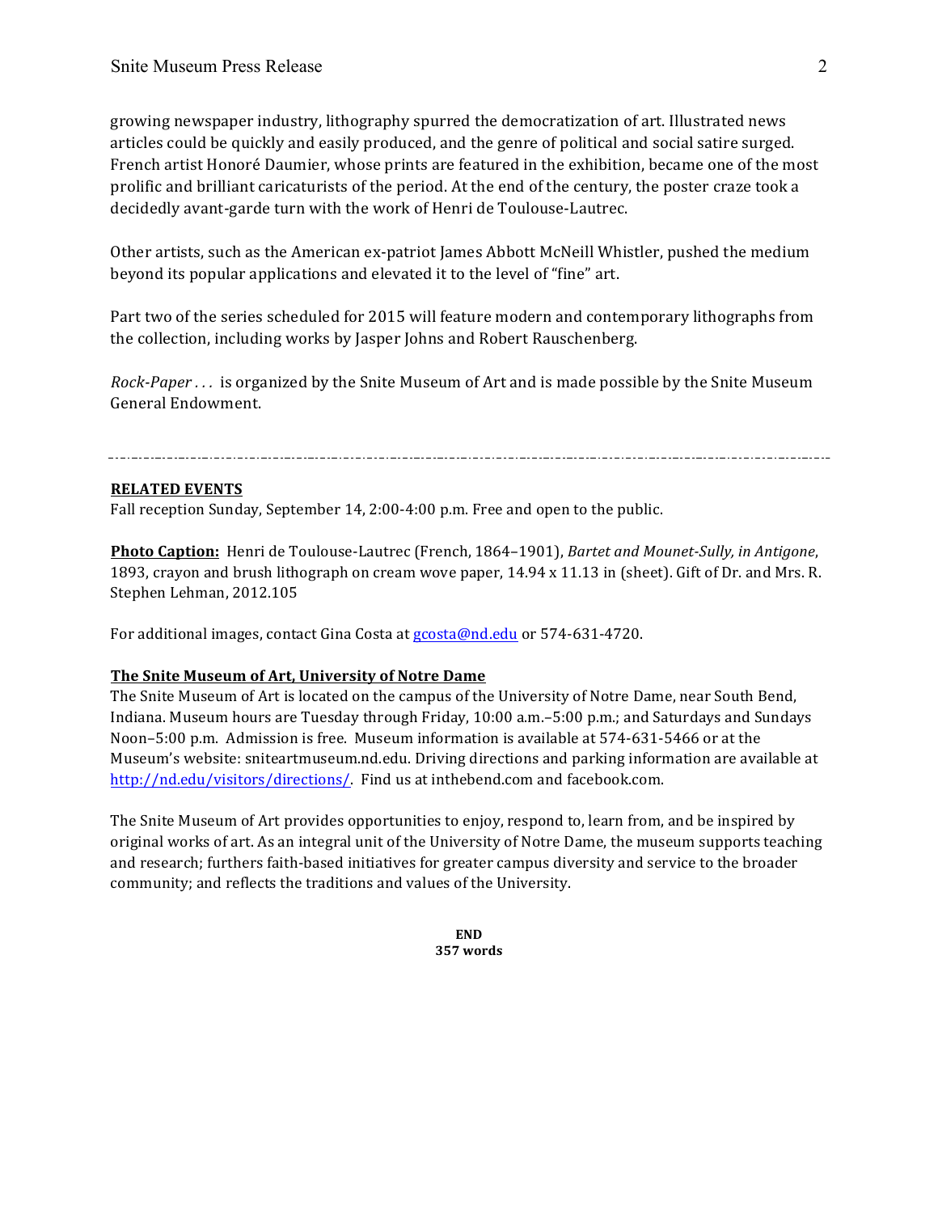growing newspaper industry, lithography spurred the democratization of art. Illustrated news articles could be quickly and easily produced, and the genre of political and social satire surged. French artist Honoré Daumier, whose prints are featured in the exhibition, became one of the most prolific and brilliant caricaturists of the period. At the end of the century, the poster craze took a decidedly avant-garde turn with the work of Henri de Toulouse-Lautrec.

Other artists, such as the American ex-patriot James Abbott McNeill Whistler, pushed the medium beyond its popular applications and elevated it to the level of "fine" art.

Part two of the series scheduled for 2015 will feature modern and contemporary lithographs from the collection, including works by Jasper Johns and Robert Rauschenberg.

*Rock-Paper . . .* is organized by the Snite Museum of Art and is made possible by the Snite Museum General Endowment.

---

**RELATED EVENTS**

Fall reception Sunday, September 14, 2:00-4:00 p.m. Free and open to the public.

**Photo Caption:** Henri de Toulouse-Lautrec (French, 1864–1901), *Bartet and Mounet-Sully, in Antigone*, 1893, crayon and brush lithograph on cream wove paper, 14.94 x 11.13 in (sheet). Gift of Dr. and Mrs. R. Stephen Lehman, 2012.105

For additional images, contact Gina Costa at gcosta@nd.edu or 574-631-4720.

**The Snite Museum of Art, University of Notre Dame**

The Snite Museum of Art is located on the campus of the University of Notre Dame, near South Bend, Indiana. Museum hours are Tuesday through Friday, 10:00 a.m.–5:00 p.m.; and Saturdays and Sundays Noon–5:00 p.m. Admission is free. Museum information is available at 574-631-5466 or at the Museum's website: sniteartmuseum.nd.edu. Driving directions and parking information are available at http://nd.edu/visitors/directions/. Find us at inthebend.com and facebook.com.

The Snite Museum of Art provides opportunities to enjoy, respond to, learn from, and be inspired by original works of art. As an integral unit of the University of Notre Dame, the museum supports teaching and research; furthers faith-based initiatives for greater campus diversity and service to the broader community; and reflects the traditions and values of the University.

**END**
**357 words**